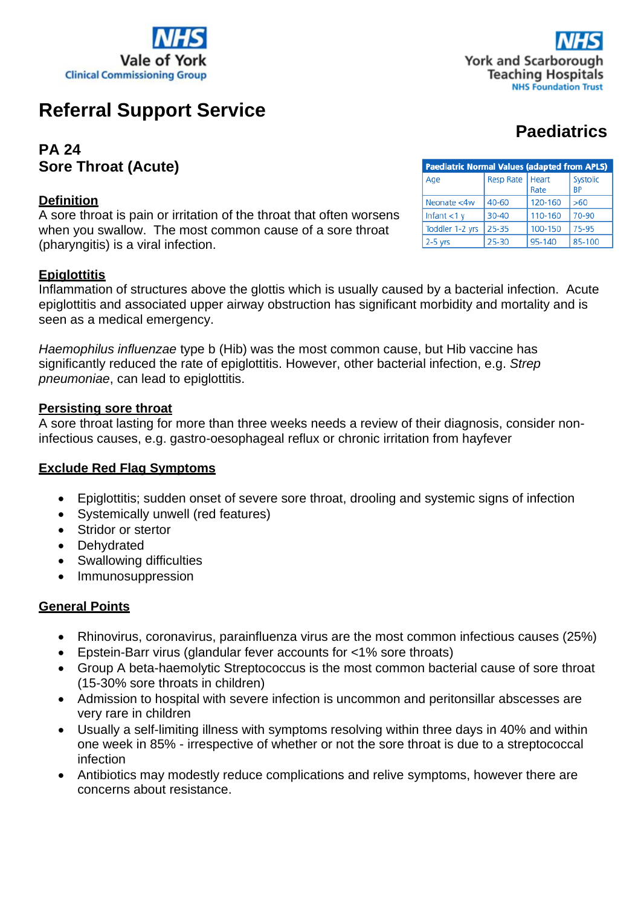NHS Vale of York Clinical Commissioning Group

NHS York and Scarborough Teaching Hospitals NHS Foundation Trust

# Referral Support Service

## Paediatrics

## PA 24
## Sore Throat (Acute)

| Paediatric Normal Values (adapted from APLS) | | | |
|---|---|---|---|
| Age | Resp Rate | Heart Rate | Systolic BP |
| Neonate <4w | 40-60 | 120-160 | >60 |
| Infant <1 y | 30-40 | 110-160 | 70-90 |
| Toddler 1-2 yrs | 25-35 | 100-150 | 75-95 |
| 2-5 yrs | 25-30 | 95-140 | 85-100 |

### Definition

A sore throat is pain or irritation of the throat that often worsens when you swallow. The most common cause of a sore throat (pharyngitis) is a viral infection.

### Epiglottitis

Inflammation of structures above the glottis which is usually caused by a bacterial infection. Acute epiglottitis and associated upper airway obstruction has significant morbidity and mortality and is seen as a medical emergency.

*Haemophilus influenzae* type b (Hib) was the most common cause, but Hib vaccine has significantly reduced the rate of epiglottitis. However, other bacterial infection, e.g. *Strep pneumoniae*, can lead to epiglottitis.

### Persisting sore throat

A sore throat lasting for more than three weeks needs a review of their diagnosis, consider non-infectious causes, e.g. gastro-oesophageal reflux or chronic irritation from hayfever

### Exclude Red Flag Symptoms

- Epiglottitis; sudden onset of severe sore throat, drooling and systemic signs of infection
- Systemically unwell (red features)
- Stridor or stertor
- Dehydrated
- Swallowing difficulties
- Immunosuppression

### General Points

- Rhinovirus, coronavirus, parainfluenza virus are the most common infectious causes (25%)
- Epstein-Barr virus (glandular fever accounts for <1% sore throats)
- Group A beta-haemolytic Streptococcus is the most common bacterial cause of sore throat (15-30% sore throats in children)
- Admission to hospital with severe infection is uncommon and peritonsillar abscesses are very rare in children
- Usually a self-limiting illness with symptoms resolving within three days in 40% and within one week in 85% - irrespective of whether or not the sore throat is due to a streptococcal infection
- Antibiotics may modestly reduce complications and relive symptoms, however there are concerns about resistance.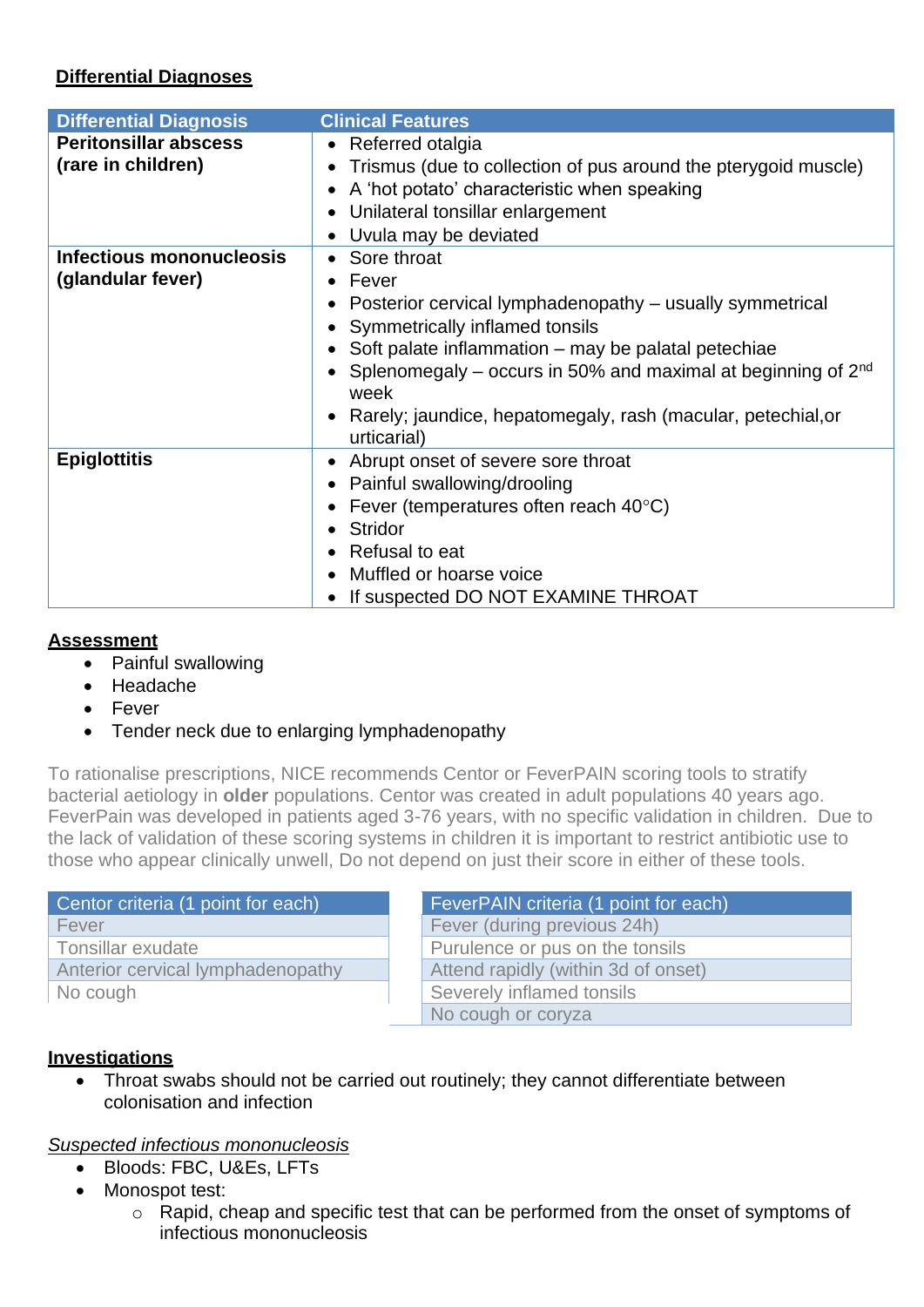## Differential Diagnoses

| Differential Diagnosis | Clinical Features |
|---|---|
| **Peritonsillar abscess (rare in children)** | • Referred otalgia<br>• Trismus (due to collection of pus around the pterygoid muscle)<br>• A 'hot potato' characteristic when speaking<br>• Unilateral tonsillar enlargement<br>• Uvula may be deviated |
| **Infectious mononucleosis (glandular fever)** | • Sore throat<br>• Fever<br>• Posterior cervical lymphadenopathy – usually symmetrical<br>• Symmetrically inflamed tonsils<br>• Soft palate inflammation – may be palatal petechiae<br>• Splenomegaly – occurs in 50% and maximal at beginning of 2nd week<br>• Rarely; jaundice, hepatomegaly, rash (macular, petechial,or urticarial) |
| **Epiglottitis** | • Abrupt onset of severe sore throat<br>• Painful swallowing/drooling<br>• Fever (temperatures often reach 40°C)<br>• Stridor<br>• Refusal to eat<br>• Muffled or hoarse voice<br>• If suspected DO NOT EXAMINE THROAT |

## Assessment

- Painful swallowing
- Headache
- Fever
- Tender neck due to enlarging lymphadenopathy

To rationalise prescriptions, NICE recommends Centor or FeverPAIN scoring tools to stratify bacterial aetiology in **older** populations. Centor was created in adult populations 40 years ago. FeverPain was developed in patients aged 3-76 years, with no specific validation in children. Due to the lack of validation of these scoring systems in children it is important to restrict antibiotic use to those who appear clinically unwell, Do not depend on just their score in either of these tools.

| Centor criteria (1 point for each) |
|---|
| Fever |
| Tonsillar exudate |
| Anterior cervical lymphadenopathy |
| No cough |

| FeverPAIN criteria (1 point for each) |
|---|
| Fever (during previous 24h) |
| Purulence or pus on the tonsils |
| Attend rapidly (within 3d of onset) |
| Severely inflamed tonsils |
| No cough or coryza |

## Investigations

- Throat swabs should not be carried out routinely; they cannot differentiate between colonisation and infection

*Suspected infectious mononucleosis*

- Bloods: FBC, U&Es, LFTs
- Monospot test:
  - Rapid, cheap and specific test that can be performed from the onset of symptoms of infectious mononucleosis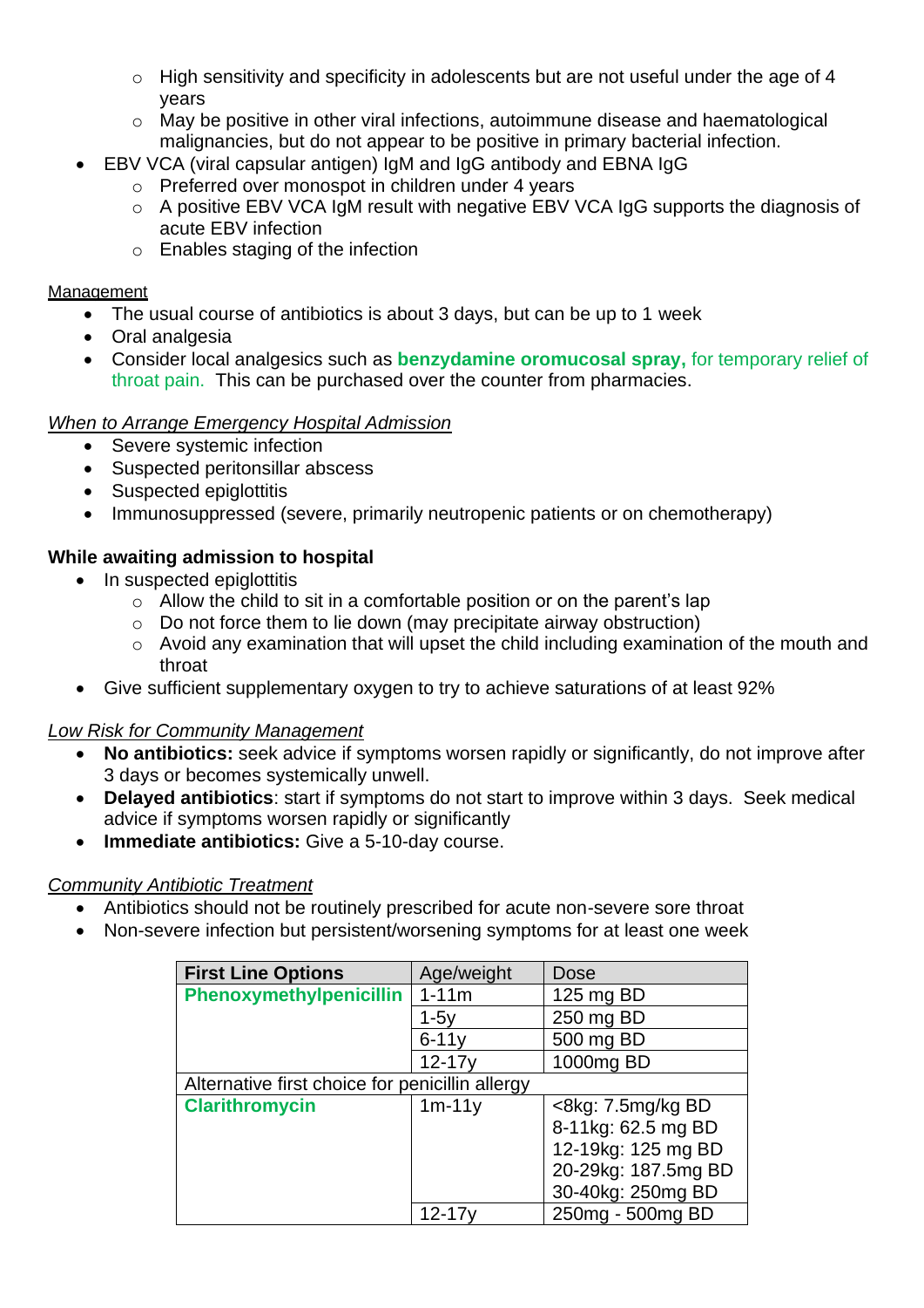- High sensitivity and specificity in adolescents but are not useful under the age of 4 years
  - May be positive in other viral infections, autoimmune disease and haematological malignancies, but do not appear to be positive in primary bacterial infection.
- EBV VCA (viral capsular antigen) IgM and IgG antibody and EBNA IgG
  - Preferred over monospot in children under 4 years
  - A positive EBV VCA IgM result with negative EBV VCA IgG supports the diagnosis of acute EBV infection
  - Enables staging of the infection

Management

- The usual course of antibiotics is about 3 days, but can be up to 1 week
- Oral analgesia
- Consider local analgesics such as **benzydamine oromucosal spray,** for temporary relief of throat pain. This can be purchased over the counter from pharmacies.

*When to Arrange Emergency Hospital Admission*

- Severe systemic infection
- Suspected peritonsillar abscess
- Suspected epiglottitis
- Immunosuppressed (severe, primarily neutropenic patients or on chemotherapy)

**While awaiting admission to hospital**

- In suspected epiglottitis
  - Allow the child to sit in a comfortable position or on the parent's lap
  - Do not force them to lie down (may precipitate airway obstruction)
  - Avoid any examination that will upset the child including examination of the mouth and throat
- Give sufficient supplementary oxygen to try to achieve saturations of at least 92%

*Low Risk for Community Management*

- **No antibiotics:** seek advice if symptoms worsen rapidly or significantly, do not improve after 3 days or becomes systemically unwell.
- **Delayed antibiotics**: start if symptoms do not start to improve within 3 days. Seek medical advice if symptoms worsen rapidly or significantly
- **Immediate antibiotics:** Give a 5-10-day course.

*Community Antibiotic Treatment*

- Antibiotics should not be routinely prescribed for acute non-severe sore throat
- Non-severe infection but persistent/worsening symptoms for at least one week

| First Line Options | Age/weight | Dose |
|---|---|---|
| **Phenoxymethylpenicillin** | 1-11m | 125 mg BD |
| | 1-5y | 250 mg BD |
| | 6-11y | 500 mg BD |
| | 12-17y | 1000mg BD |
| Alternative first choice for penicillin allergy | | |
| **Clarithromycin** | 1m-11y | <8kg: 7.5mg/kg BD<br>8-11kg: 62.5 mg BD<br>12-19kg: 125 mg BD<br>20-29kg: 187.5mg BD<br>30-40kg: 250mg BD |
| | 12-17y | 250mg - 500mg BD |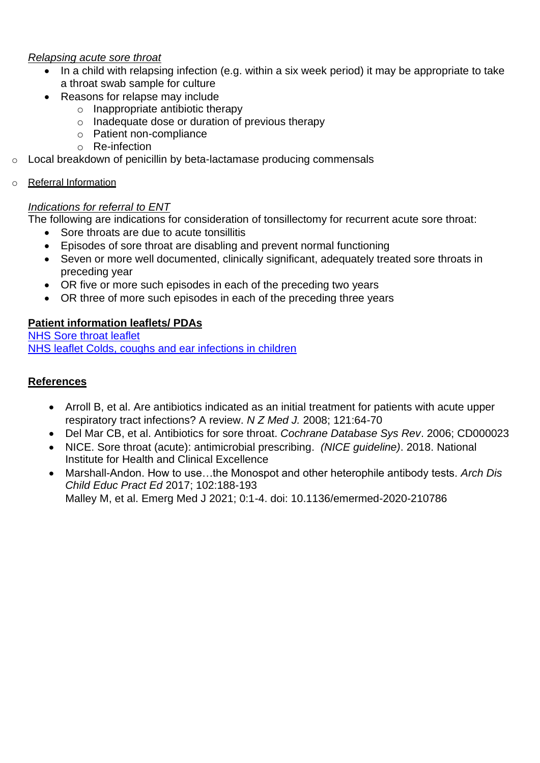*Relapsing acute sore throat*

- In a child with relapsing infection (e.g. within a six week period) it may be appropriate to take a throat swab sample for culture
- Reasons for relapse may include
  - Inappropriate antibiotic therapy
  - Inadequate dose or duration of previous therapy
  - Patient non-compliance
  - Re-infection
- Local breakdown of penicillin by beta-lactamase producing commensals

- Referral Information

*Indications for referral to ENT*

The following are indications for consideration of tonsillectomy for recurrent acute sore throat:

- Sore throats are due to acute tonsillitis
- Episodes of sore throat are disabling and prevent normal functioning
- Seven or more well documented, clinically significant, adequately treated sore throats in preceding year
- OR five or more such episodes in each of the preceding two years
- OR three of more such episodes in each of the preceding three years

**Patient information leaflets/ PDAs**

NHS Sore throat leaflet
NHS leaflet Colds, coughs and ear infections in children

**References**

- Arroll B, et al. Are antibiotics indicated as an initial treatment for patients with acute upper respiratory tract infections? A review. *N Z Med J.* 2008; 121:64-70
- Del Mar CB, et al. Antibiotics for sore throat. *Cochrane Database Sys Rev*. 2006; CD000023
- NICE. Sore throat (acute): antimicrobial prescribing. *(NICE guideline)*. 2018. National Institute for Health and Clinical Excellence
- Marshall-Andon. How to use…the Monospot and other heterophile antibody tests. *Arch Dis Child Educ Pract Ed* 2017; 102:188-193
  Malley M, et al. Emerg Med J 2021; 0:1-4. doi: 10.1136/emermed-2020-210786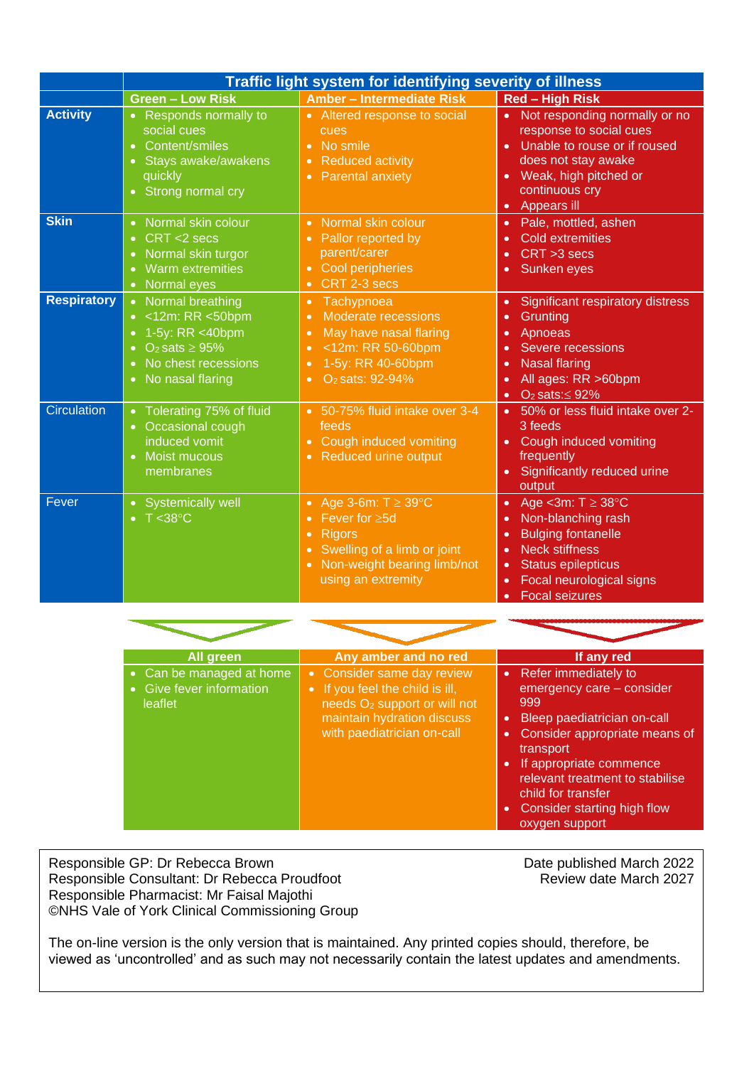| | Traffic light system for identifying severity of illness | | |
|---|---|---|---|
| | **Green – Low Risk** | **Amber – Intermediate Risk** | **Red – High Risk** |
| **Activity** | • Responds normally to social cues<br>• Content/smiles<br>• Stays awake/awakens quickly<br>• Strong normal cry | • Altered response to social cues<br>• No smile<br>• Reduced activity<br>• Parental anxiety | • Not responding normally or no response to social cues<br>• Unable to rouse or if roused does not stay awake<br>• Weak, high pitched or continuous cry<br>• Appears ill |
| **Skin** | • Normal skin colour<br>• CRT <2 secs<br>• Normal skin turgor<br>• Warm extremities<br>• Normal eyes | • Normal skin colour<br>• Pallor reported by parent/carer<br>• Cool peripheries<br>• CRT 2-3 secs | • Pale, mottled, ashen<br>• Cold extremities<br>• CRT >3 secs<br>• Sunken eyes |
| **Respiratory** | • Normal breathing<br>• <12m: RR <50bpm<br>• 1-5y: RR <40bpm<br>• $O_2$ sats ≥ 95%<br>• No chest recessions<br>• No nasal flaring | • Tachypnoea<br>• Moderate recessions<br>• May have nasal flaring<br>• <12m: RR 50-60bpm<br>• 1-5y: RR 40-60bpm<br>• $O_2$ sats: 92-94% | • Significant respiratory distress<br>• Grunting<br>• Apnoeas<br>• Severe recessions<br>• Nasal flaring<br>• All ages: RR >60bpm<br>• $O_2$ sats:≤ 92% |
| Circulation | • Tolerating 75% of fluid<br>• Occasional cough induced vomit<br>• Moist mucous membranes | • 50-75% fluid intake over 3-4 feeds<br>• Cough induced vomiting<br>• Reduced urine output | • 50% or less fluid intake over 2-3 feeds<br>• Cough induced vomiting frequently<br>• Significantly reduced urine output |
| Fever | • Systemically well<br>• T <38°C | • Age 3-6m: T ≥ 39°C<br>• Fever for ≥5d<br>• Rigors<br>• Swelling of a limb or joint<br>• Non-weight bearing limb/not using an extremity | • Age <3m: T ≥ 38°C<br>• Non-blanching rash<br>• Bulging fontanelle<br>• Neck stiffness<br>• Status epilepticus<br>• Focal neurological signs<br>• Focal seizures |

| **All green** | **Any amber and no red** | **If any red** |
|---|---|---|
| • Can be managed at home<br>• Give fever information leaflet | • Consider same day review<br>• If you feel the child is ill, needs $O_2$ support or will not maintain hydration discuss with paediatrician on-call | • Refer immediately to emergency care – consider 999<br>• Bleep paediatrician on-call<br>• Consider appropriate means of transport<br>• If appropriate commence relevant treatment to stabilise child for transfer<br>• Consider starting high flow oxygen support |

Responsible GP: Dr Rebecca Brown
Responsible Consultant: Dr Rebecca Proudfoot
Responsible Pharmacist: Mr Faisal Majothi
©NHS Vale of York Clinical Commissioning Group

Date published March 2022
Review date March 2027

The on-line version is the only version that is maintained. Any printed copies should, therefore, be viewed as 'uncontrolled' and as such may not necessarily contain the latest updates and amendments.